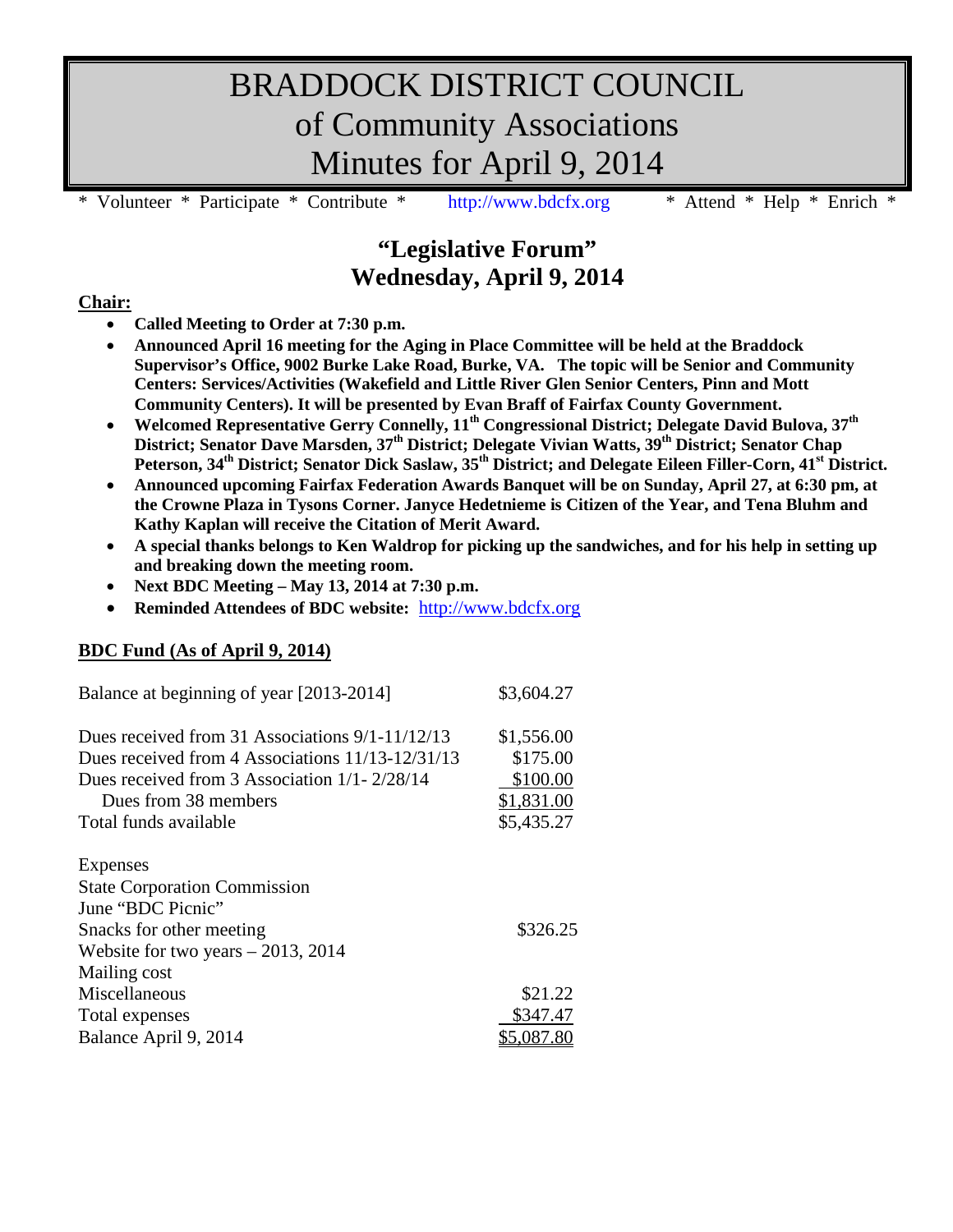# BRADDOCK DISTRICT COUNCIL
# of Community Associations
# Minutes for April 9, 2014

* Volunteer * Participate * Contribute * http://www.bdcfx.org * Attend * Help * Enrich *

## "Legislative Forum"
## Wednesday, April 9, 2014

**Chair:**

- **Called Meeting to Order at 7:30 p.m.**
- **Announced April 16 meeting for the Aging in Place Committee will be held at the Braddock Supervisor's Office, 9002 Burke Lake Road, Burke, VA. The topic will be Senior and Community Centers: Services/Activities (Wakefield and Little River Glen Senior Centers, Pinn and Mott Community Centers). It will be presented by Evan Braff of Fairfax County Government.**
- **Welcomed Representative Gerry Connelly, 11th Congressional District; Delegate David Bulova, 37th District; Senator Dave Marsden, 37th District; Delegate Vivian Watts, 39th District; Senator Chap Peterson, 34th District; Senator Dick Saslaw, 35th District; and Delegate Eileen Filler-Corn, 41st District.**
- **Announced upcoming Fairfax Federation Awards Banquet will be on Sunday, April 27, at 6:30 pm, at the Crowne Plaza in Tysons Corner. Janyce Hedetnieme is Citizen of the Year, and Tena Bluhm and Kathy Kaplan will receive the Citation of Merit Award.**
- **A special thanks belongs to Ken Waldrop for picking up the sandwiches, and for his help in setting up and breaking down the meeting room.**
- **Next BDC Meeting – May 13, 2014 at 7:30 p.m.**
- **Reminded Attendees of BDC website:** http://www.bdcfx.org

**BDC Fund (As of April 9, 2014)**

| | |
|---|---|
| Balance at beginning of year [2013-2014] | $3,604.27 |
| Dues received from 31 Associations 9/1-11/12/13 | $1,556.00 |
| Dues received from 4 Associations 11/13-12/31/13 | $175.00 |
| Dues received from 3 Association 1/1- 2/28/14 | $100.00 |
| Dues from 38 members | $1,831.00 |
| Total funds available | $5,435.27 |
| Expenses | |
| State Corporation Commission | |
| June "BDC Picnic" | |
| Snacks for other meeting | $326.25 |
| Website for two years – 2013, 2014 | |
| Mailing cost | |
| Miscellaneous | $21.22 |
| Total expenses | $347.47 |
| Balance April 9, 2014 | $5,087.80 |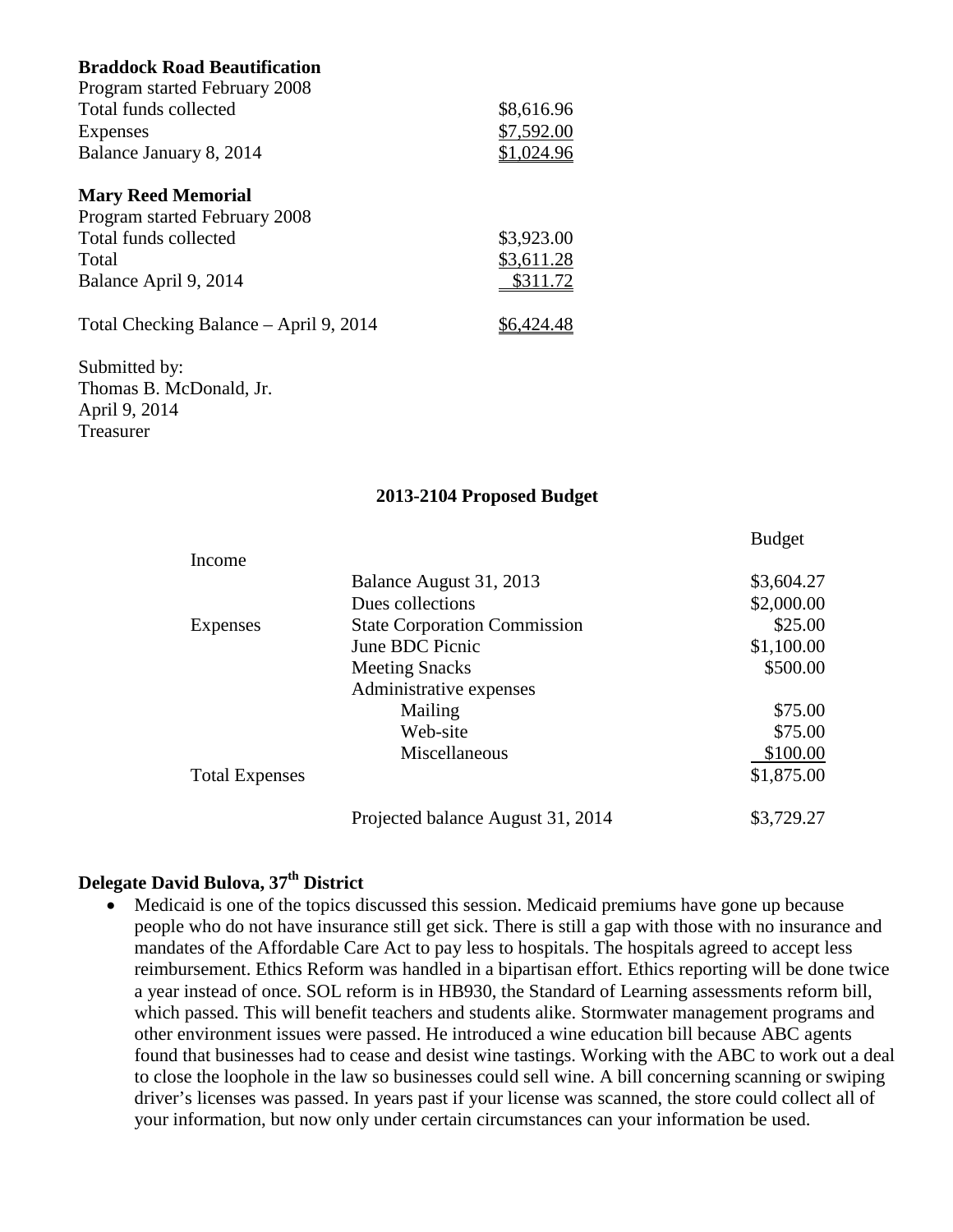**Braddock Road Beautification**

| | |
|---|---|
| Program started February 2008 | |
| Total funds collected | \$8,616.96 |
| Expenses | \$7,592.00 |
| Balance January 8, 2014 | \$1,024.96 |

**Mary Reed Memorial**

| | |
|---|---|
| Program started February 2008 | |
| Total funds collected | \$3,923.00 |
| Total | \$3,611.28 |
| Balance April 9, 2014 | \$311.72 |

| | |
|---|---|
| Total Checking Balance – April 9, 2014 | \$6,424.48 |

Submitted by:
Thomas B. McDonald, Jr.
April 9, 2014
Treasurer

**2013-2104 Proposed Budget**

| | | Budget |
|---|---|---|
| Income | | |
| | Balance August 31, 2013 | \$3,604.27 |
| | Dues collections | \$2,000.00 |
| Expenses | State Corporation Commission | \$25.00 |
| | June BDC Picnic | \$1,100.00 |
| | Meeting Snacks | \$500.00 |
| | Administrative expenses | |
| | Mailing | \$75.00 |
| | Web-site | \$75.00 |
| | Miscellaneous | \$100.00 |
| Total Expenses | | \$1,875.00 |
| | Projected balance August 31, 2014 | \$3,729.27 |

**Delegate David Bulova, 37th District**

- Medicaid is one of the topics discussed this session. Medicaid premiums have gone up because people who do not have insurance still get sick. There is still a gap with those with no insurance and mandates of the Affordable Care Act to pay less to hospitals. The hospitals agreed to accept less reimbursement. Ethics Reform was handled in a bipartisan effort. Ethics reporting will be done twice a year instead of once. SOL reform is in HB930, the Standard of Learning assessments reform bill, which passed. This will benefit teachers and students alike. Stormwater management programs and other environment issues were passed. He introduced a wine education bill because ABC agents found that businesses had to cease and desist wine tastings. Working with the ABC to work out a deal to close the loophole in the law so businesses could sell wine. A bill concerning scanning or swiping driver's licenses was passed. In years past if your license was scanned, the store could collect all of your information, but now only under certain circumstances can your information be used.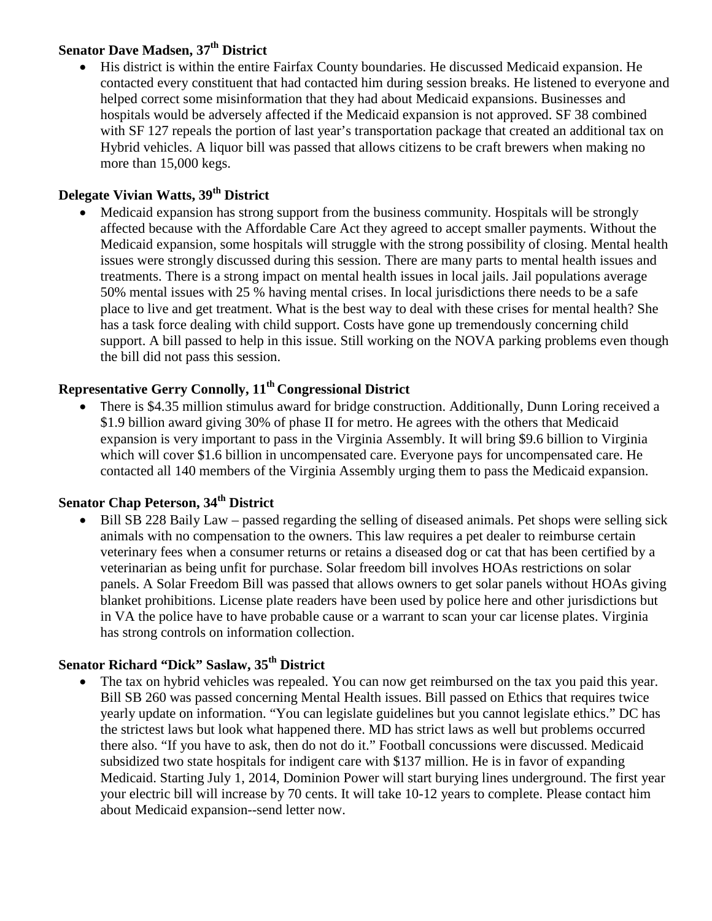**Senator Dave Madsen, 37th District**

- His district is within the entire Fairfax County boundaries. He discussed Medicaid expansion. He contacted every constituent that had contacted him during session breaks. He listened to everyone and helped correct some misinformation that they had about Medicaid expansions. Businesses and hospitals would be adversely affected if the Medicaid expansion is not approved. SF 38 combined with SF 127 repeals the portion of last year's transportation package that created an additional tax on Hybrid vehicles. A liquor bill was passed that allows citizens to be craft brewers when making no more than 15,000 kegs.

**Delegate Vivian Watts, 39th District**

- Medicaid expansion has strong support from the business community. Hospitals will be strongly affected because with the Affordable Care Act they agreed to accept smaller payments. Without the Medicaid expansion, some hospitals will struggle with the strong possibility of closing. Mental health issues were strongly discussed during this session. There are many parts to mental health issues and treatments. There is a strong impact on mental health issues in local jails. Jail populations average 50% mental issues with 25 % having mental crises. In local jurisdictions there needs to be a safe place to live and get treatment. What is the best way to deal with these crises for mental health? She has a task force dealing with child support. Costs have gone up tremendously concerning child support. A bill passed to help in this issue. Still working on the NOVA parking problems even though the bill did not pass this session.

**Representative Gerry Connolly, 11th Congressional District**

- There is $4.35 million stimulus award for bridge construction. Additionally, Dunn Loring received a $1.9 billion award giving 30% of phase II for metro. He agrees with the others that Medicaid expansion is very important to pass in the Virginia Assembly. It will bring $9.6 billion to Virginia which will cover $1.6 billion in uncompensated care. Everyone pays for uncompensated care. He contacted all 140 members of the Virginia Assembly urging them to pass the Medicaid expansion.

**Senator Chap Peterson, 34th District**

- Bill SB 228 Baily Law – passed regarding the selling of diseased animals. Pet shops were selling sick animals with no compensation to the owners. This law requires a pet dealer to reimburse certain veterinary fees when a consumer returns or retains a diseased dog or cat that has been certified by a veterinarian as being unfit for purchase. Solar freedom bill involves HOAs restrictions on solar panels. A Solar Freedom Bill was passed that allows owners to get solar panels without HOAs giving blanket prohibitions. License plate readers have been used by police here and other jurisdictions but in VA the police have to have probable cause or a warrant to scan your car license plates. Virginia has strong controls on information collection.

**Senator Richard "Dick" Saslaw, 35th District**

- The tax on hybrid vehicles was repealed. You can now get reimbursed on the tax you paid this year. Bill SB 260 was passed concerning Mental Health issues. Bill passed on Ethics that requires twice yearly update on information. "You can legislate guidelines but you cannot legislate ethics." DC has the strictest laws but look what happened there. MD has strict laws as well but problems occurred there also. "If you have to ask, then do not do it." Football concussions were discussed. Medicaid subsidized two state hospitals for indigent care with $137 million. He is in favor of expanding Medicaid. Starting July 1, 2014, Dominion Power will start burying lines underground. The first year your electric bill will increase by 70 cents. It will take 10-12 years to complete. Please contact him about Medicaid expansion--send letter now.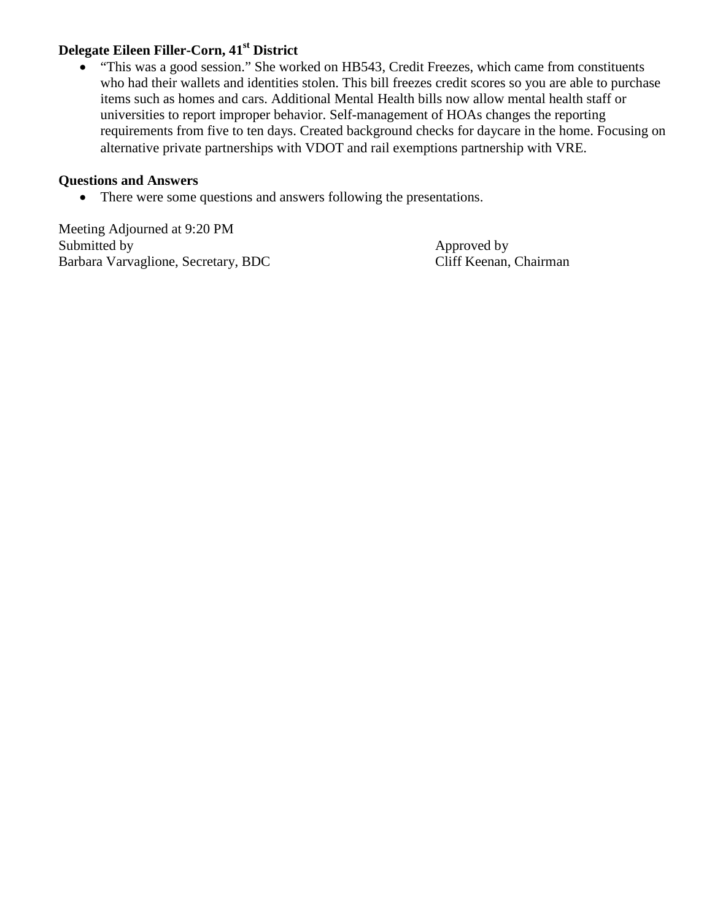**Delegate Eileen Filler-Corn, 41st District**

- "This was a good session." She worked on HB543, Credit Freezes, which came from constituents who had their wallets and identities stolen. This bill freezes credit scores so you are able to purchase items such as homes and cars. Additional Mental Health bills now allow mental health staff or universities to report improper behavior. Self-management of HOAs changes the reporting requirements from five to ten days. Created background checks for daycare in the home. Focusing on alternative private partnerships with VDOT and rail exemptions partnership with VRE.

**Questions and Answers**

- There were some questions and answers following the presentations.

Meeting Adjourned at 9:20 PM

Submitted by
Barbara Varvaglione, Secretary, BDC

Approved by
Cliff Keenan, Chairman